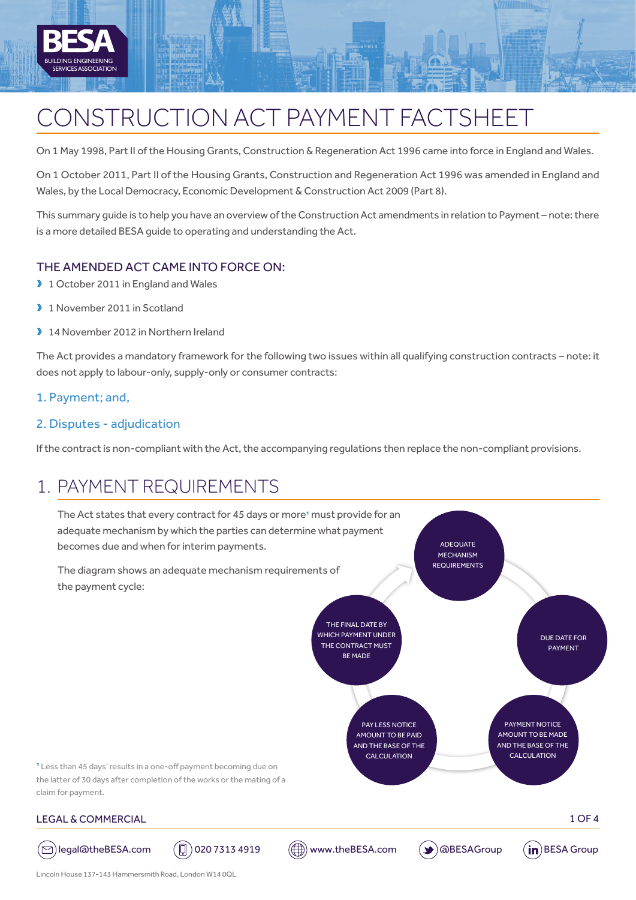# CONSTRUCTION ACT PAYMENT FACTSHEET

On 1 May 1998, Part II of the Housing Grants, Construction & Regeneration Act 1996 came into force in England and Wales.

On 1 October 2011, Part II of the Housing Grants, Construction and Regeneration Act 1996 was amended in England and Wales, by the Local Democracy, Economic Development & Construction Act 2009 (Part 8).

This summary guide is to help you have an overview of the Construction Act amendments in relation to Payment – note: there is a more detailed BESA guide to operating and understanding the Act.

### THE AMENDED ACT CAME INTO FORCE ON:

- 1 October 2011 in England and Wales
- 1 November 2011 in Scotland
- 14 November 2012 in Northern Ireland

The Act provides a mandatory framework for the following two issues within all qualifying construction contracts – note: it does not apply to labour-only, supply-only or consumer contracts:

1. Payment; and,
2. Disputes - adjudication

If the contract is non-compliant with the Act, the accompanying regulations then replace the non-compliant provisions.

## 1. PAYMENT REQUIREMENTS

The Act states that every contract for 45 days or more[1] must provide for an adequate mechanism by which the parties can determine what payment becomes due and when for interim payments.

The diagram shows an adequate mechanism requirements of the payment cycle:

- ADEQUATE MECHANISM REQUIREMENTS
- DUE DATE FOR PAYMENT
- PAYMENT NOTICE AMOUNT TO BE MADE AND THE BASE OF THE CALCULATION
- PAY LESS NOTICE AMOUNT TO BE PAID AND THE BASE OF THE CALCULATION
- THE FINAL DATE BY WHICH PAYMENT UNDER THE CONTRACT MUST BE MADE

[1] Less than 45 days' results in a one-off payment becoming due on the latter of 30 days after completion of the works or the mating of a claim for payment.

LEGAL & COMMERCIAL

legal@theBESA.com | 020 7313 4919 | www.theBESA.com | @BESAGroup | BESA Group

Lincoln House 137-143 Hammersmith Road, London W14 0QL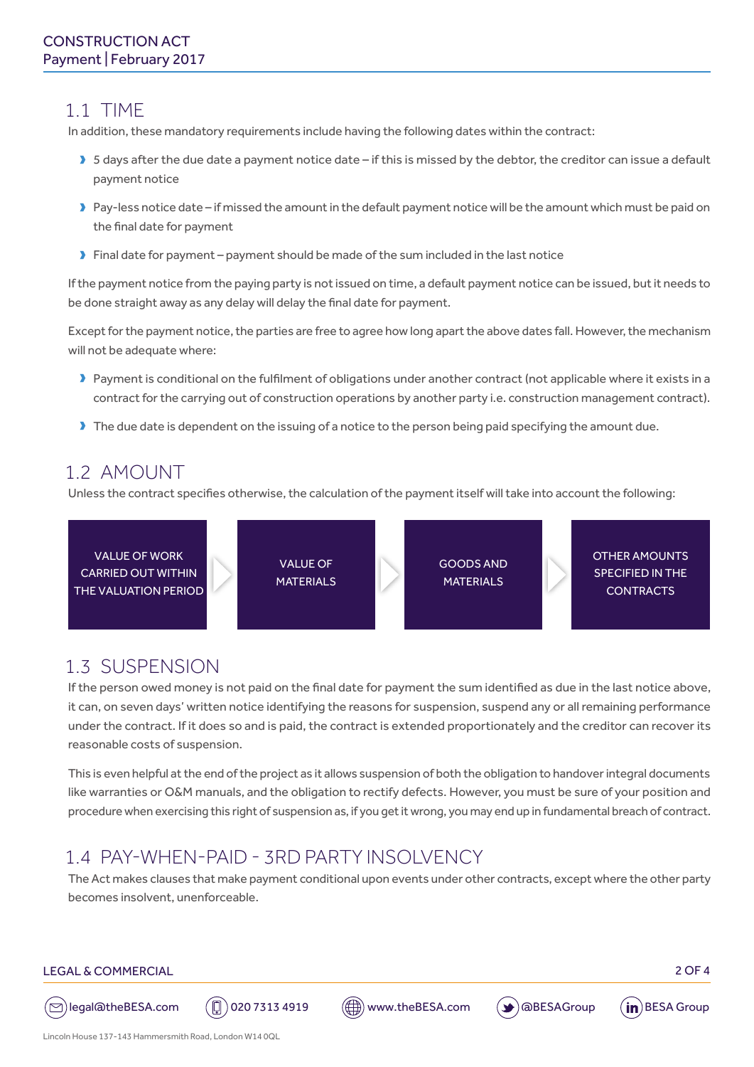## 1.1 TIME

In addition, these mandatory requirements include having the following dates within the contract:

- 5 days after the due date a payment notice date – if this is missed by the debtor, the creditor can issue a default payment notice
- Pay-less notice date – if missed the amount in the default payment notice will be the amount which must be paid on the final date for payment
- Final date for payment – payment should be made of the sum included in the last notice

If the payment notice from the paying party is not issued on time, a default payment notice can be issued, but it needs to be done straight away as any delay will delay the final date for payment.

Except for the payment notice, the parties are free to agree how long apart the above dates fall. However, the mechanism will not be adequate where:

- Payment is conditional on the fulfilment of obligations under another contract (not applicable where it exists in a contract for the carrying out of construction operations by another party i.e. construction management contract).
- The due date is dependent on the issuing of a notice to the person being paid specifying the amount due.

## 1.2 AMOUNT

Unless the contract specifies otherwise, the calculation of the payment itself will take into account the following:

- VALUE OF WORK CARRIED OUT WITHIN THE VALUATION PERIOD
- VALUE OF MATERIALS
- GOODS AND MATERIALS
- OTHER AMOUNTS SPECIFIED IN THE CONTRACTS

## 1.3 SUSPENSION

If the person owed money is not paid on the final date for payment the sum identified as due in the last notice above, it can, on seven days' written notice identifying the reasons for suspension, suspend any or all remaining performance under the contract. If it does so and is paid, the contract is extended proportionately and the creditor can recover its reasonable costs of suspension.

This is even helpful at the end of the project as it allows suspension of both the obligation to handover integral documents like warranties or O&M manuals, and the obligation to rectify defects. However, you must be sure of your position and procedure when exercising this right of suspension as, if you get it wrong, you may end up in fundamental breach of contract.

## 1.4 PAY-WHEN-PAID - 3RD PARTY INSOLVENCY

The Act makes clauses that make payment conditional upon events under other contracts, except where the other party becomes insolvent, unenforceable.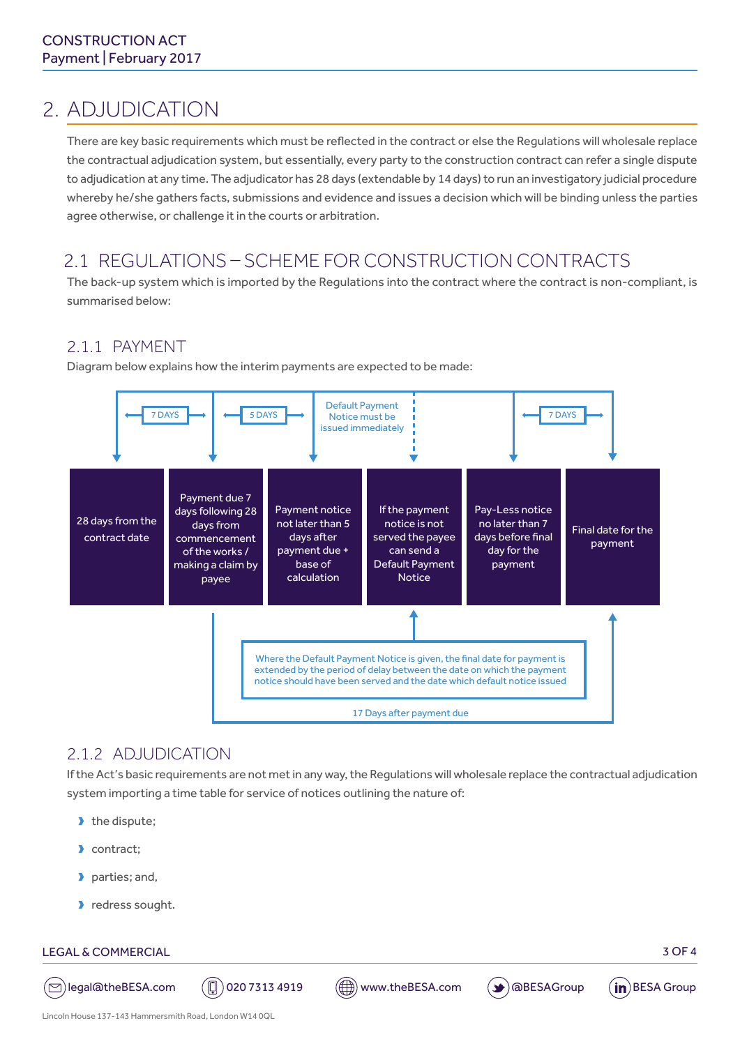# 2. ADJUDICATION

There are key basic requirements which must be reflected in the contract or else the Regulations will wholesale replace the contractual adjudication system, but essentially, every party to the construction contract can refer a single dispute to adjudication at any time. The adjudicator has 28 days (extendable by 14 days) to run an investigatory judicial procedure whereby he/she gathers facts, submissions and evidence and issues a decision which will be binding unless the parties agree otherwise, or challenge it in the courts or arbitration.

## 2.1 REGULATIONS – SCHEME FOR CONSTRUCTION CONTRACTS

The back-up system which is imported by the Regulations into the contract where the contract is non-compliant, is summarised below:

### 2.1.1 PAYMENT

Diagram below explains how the interim payments are expected to be made:

7 DAYS | 5 DAYS | Default Payment Notice must be issued immediately | 7 DAYS

| 28 days from the contract date | Payment due 7 days following 28 days from commencement of the works / making a claim by payee | Payment notice not later than 5 days after payment due + base of calculation | If the payment notice is not served the payee can send a Default Payment Notice | Pay-Less notice no later than 7 days before final day for the payment | Final date for the payment |
|---|---|---|---|---|---|

Where the Default Payment Notice is given, the final date for payment is extended by the period of delay between the date on which the payment notice should have been served and the date which default notice issued

17 Days after payment due

### 2.1.2 ADJUDICATION

If the Act's basic requirements are not met in any way, the Regulations will wholesale replace the contractual adjudication system importing a time table for service of notices outlining the nature of:

- the dispute;
- contract;
- parties; and,
- redress sought.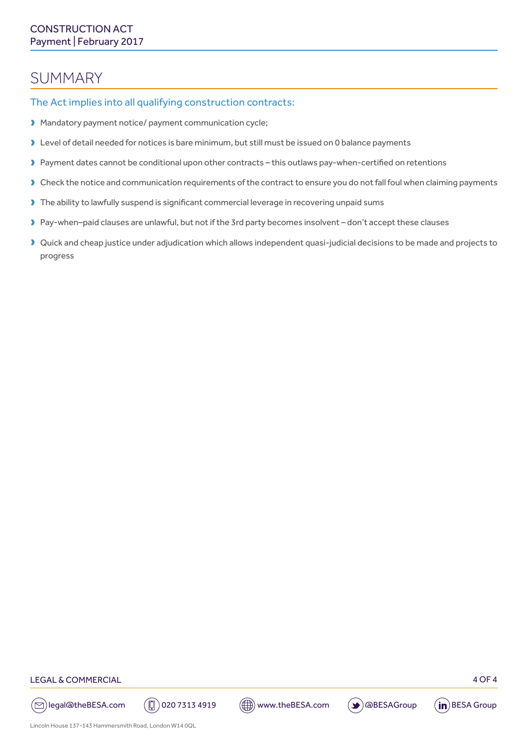# SUMMARY

## The Act implies into all qualifying construction contracts:

- Mandatory payment notice/ payment communication cycle;
- Level of detail needed for notices is bare minimum, but still must be issued on 0 balance payments
- Payment dates cannot be conditional upon other contracts – this outlaws pay-when-certified on retentions
- Check the notice and communication requirements of the contract to ensure you do not fall foul when claiming payments
- The ability to lawfully suspend is significant commercial leverage in recovering unpaid sums
- Pay-when–paid clauses are unlawful, but not if the 3rd party becomes insolvent – don't accept these clauses
- Quick and cheap justice under adjudication which allows independent quasi-judicial decisions to be made and projects to progress

LEGAL & COMMERCIAL

legal@theBESA.com | 020 7313 4919 | www.theBESA.com | @BESAGroup | BESA Group

Lincoln House 137-143 Hammersmith Road, London W14 0QL